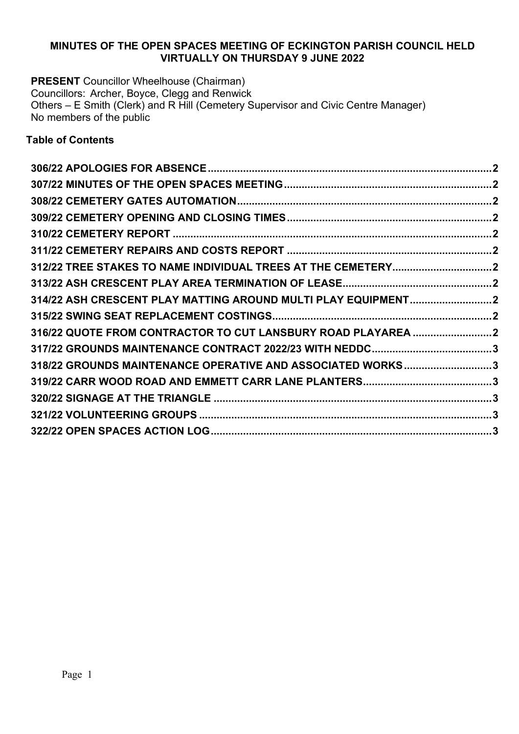# MINUTES OF THE OPEN SPACES MEETING OF ECKINGTON PARISH COUNCIL HELD VIRTUALLY ON THURSDAY 9 JUNE 2022

**PRESENT** Councillor Wheelhouse (Chairman)
Councillors: Archer, Boyce, Clegg and Renwick
Others – E Smith (Clerk) and R Hill (Cemetery Supervisor and Civic Centre Manager)
No members of the public

**Table of Contents**

**306/22 APOLOGIES FOR ABSENCE** .......... 2
**307/22 MINUTES OF THE OPEN SPACES MEETING** .......... 2
**308/22 CEMETERY GATES AUTOMATION** .......... 2
**309/22 CEMETERY OPENING AND CLOSING TIMES** .......... 2
**310/22 CEMETERY REPORT** .......... 2
**311/22 CEMETERY REPAIRS AND COSTS REPORT** .......... 2
**312/22 TREE STAKES TO NAME INDIVIDUAL TREES AT THE CEMETERY** .......... 2
**313/22 ASH CRESCENT PLAY AREA TERMINATION OF LEASE** .......... 2
**314/22 ASH CRESCENT PLAY MATTING AROUND MULTI PLAY EQUIPMENT** .......... 2
**315/22 SWING SEAT REPLACEMENT COSTINGS** .......... 2
**316/22 QUOTE FROM CONTRACTOR TO CUT LANSBURY ROAD PLAYAREA** .......... 2
**317/22 GROUNDS MAINTENANCE CONTRACT 2022/23 WITH NEDDC** .......... 3
**318/22 GROUNDS MAINTENANCE OPERATIVE AND ASSOCIATED WORKS** .......... 3
**319/22 CARR WOOD ROAD AND EMMETT CARR LANE PLANTERS** .......... 3
**320/22 SIGNAGE AT THE TRIANGLE** .......... 3
**321/22 VOLUNTEERING GROUPS** .......... 3
**322/22 OPEN SPACES ACTION LOG** .......... 3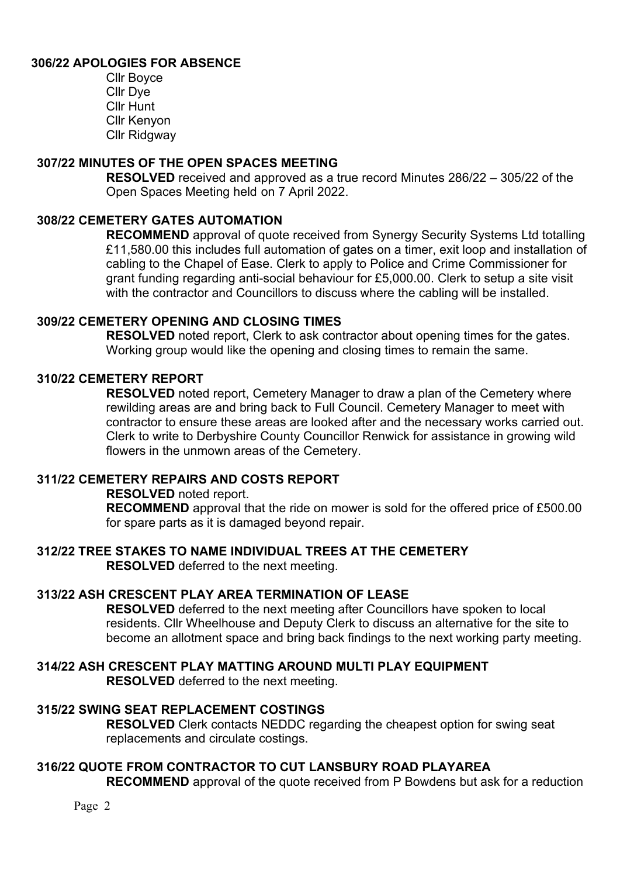### 306/22 APOLOGIES FOR ABSENCE

Cllr Boyce
Cllr Dye
Cllr Hunt
Cllr Kenyon
Cllr Ridgway

### 307/22 MINUTES OF THE OPEN SPACES MEETING

**RESOLVED** received and approved as a true record Minutes 286/22 – 305/22 of the Open Spaces Meeting held on 7 April 2022.

### 308/22 CEMETERY GATES AUTOMATION

**RECOMMEND** approval of quote received from Synergy Security Systems Ltd totalling £11,580.00 this includes full automation of gates on a timer, exit loop and installation of cabling to the Chapel of Ease. Clerk to apply to Police and Crime Commissioner for grant funding regarding anti-social behaviour for £5,000.00. Clerk to setup a site visit with the contractor and Councillors to discuss where the cabling will be installed.

### 309/22 CEMETERY OPENING AND CLOSING TIMES

**RESOLVED** noted report, Clerk to ask contractor about opening times for the gates. Working group would like the opening and closing times to remain the same.

### 310/22 CEMETERY REPORT

**RESOLVED** noted report, Cemetery Manager to draw a plan of the Cemetery where rewilding areas are and bring back to Full Council. Cemetery Manager to meet with contractor to ensure these areas are looked after and the necessary works carried out. Clerk to write to Derbyshire County Councillor Renwick for assistance in growing wild flowers in the unmown areas of the Cemetery.

### 311/22 CEMETERY REPAIRS AND COSTS REPORT

**RESOLVED** noted report.

**RECOMMEND** approval that the ride on mower is sold for the offered price of £500.00 for spare parts as it is damaged beyond repair.

### 312/22 TREE STAKES TO NAME INDIVIDUAL TREES AT THE CEMETERY

**RESOLVED** deferred to the next meeting.

### 313/22 ASH CRESCENT PLAY AREA TERMINATION OF LEASE

**RESOLVED** deferred to the next meeting after Councillors have spoken to local residents. Cllr Wheelhouse and Deputy Clerk to discuss an alternative for the site to become an allotment space and bring back findings to the next working party meeting.

### 314/22 ASH CRESCENT PLAY MATTING AROUND MULTI PLAY EQUIPMENT

**RESOLVED** deferred to the next meeting.

### 315/22 SWING SEAT REPLACEMENT COSTINGS

**RESOLVED** Clerk contacts NEDDC regarding the cheapest option for swing seat replacements and circulate costings.

### 316/22 QUOTE FROM CONTRACTOR TO CUT LANSBURY ROAD PLAYAREA

**RECOMMEND** approval of the quote received from P Bowdens but ask for a reduction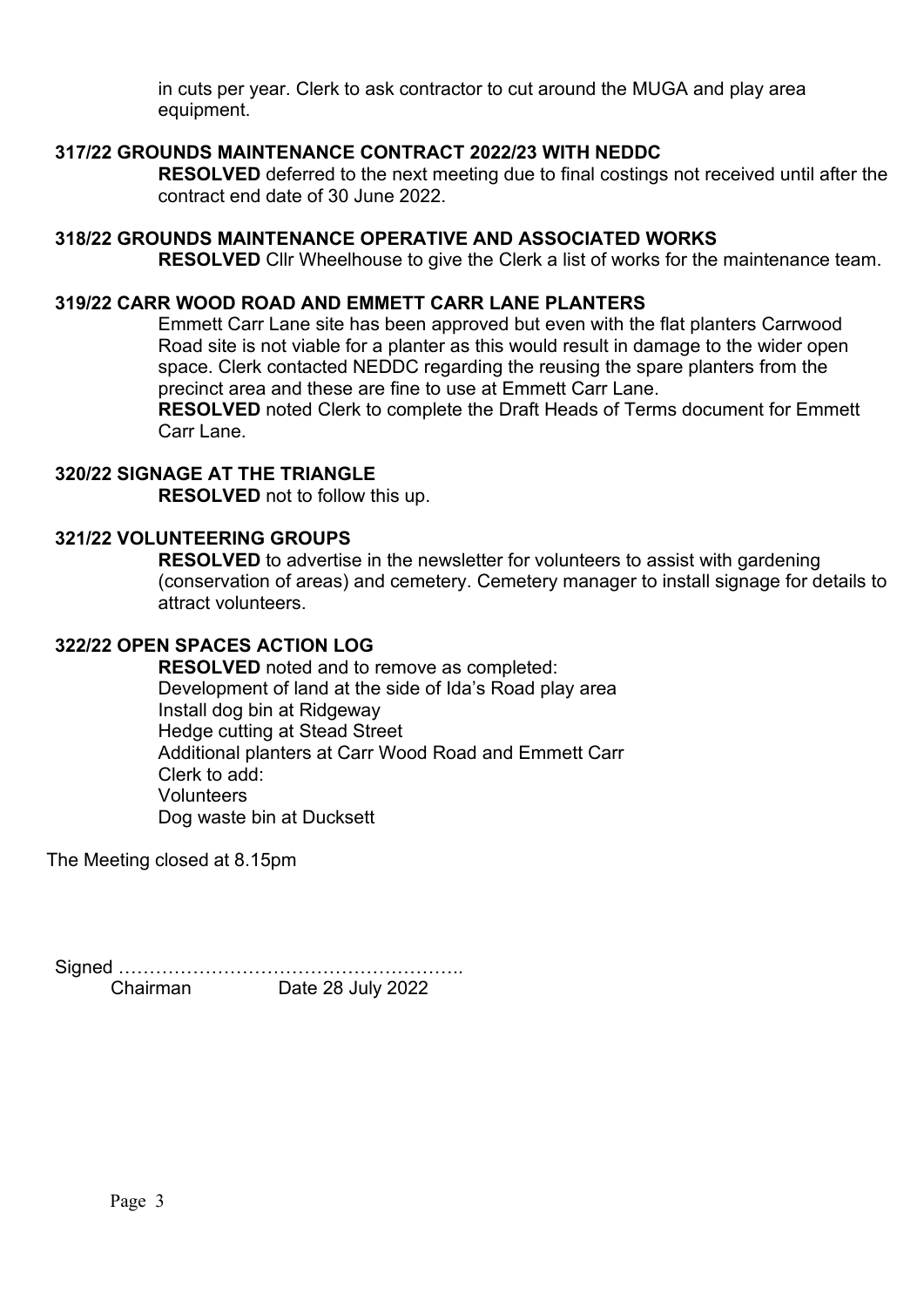in cuts per year. Clerk to ask contractor to cut around the MUGA and play area equipment.

**317/22 GROUNDS MAINTENANCE CONTRACT 2022/23 WITH NEDDC**

**RESOLVED** deferred to the next meeting due to final costings not received until after the contract end date of 30 June 2022.

**318/22 GROUNDS MAINTENANCE OPERATIVE AND ASSOCIATED WORKS**

**RESOLVED** Cllr Wheelhouse to give the Clerk a list of works for the maintenance team.

**319/22 CARR WOOD ROAD AND EMMETT CARR LANE PLANTERS**

Emmett Carr Lane site has been approved but even with the flat planters Carrwood Road site is not viable for a planter as this would result in damage to the wider open space. Clerk contacted NEDDC regarding the reusing the spare planters from the precinct area and these are fine to use at Emmett Carr Lane.

**RESOLVED** noted Clerk to complete the Draft Heads of Terms document for Emmett Carr Lane.

**320/22 SIGNAGE AT THE TRIANGLE**

**RESOLVED** not to follow this up.

**321/22 VOLUNTEERING GROUPS**

**RESOLVED** to advertise in the newsletter for volunteers to assist with gardening (conservation of areas) and cemetery. Cemetery manager to install signage for details to attract volunteers.

**322/22 OPEN SPACES ACTION LOG**

**RESOLVED** noted and to remove as completed:
Development of land at the side of Ida's Road play area
Install dog bin at Ridgeway
Hedge cutting at Stead Street
Additional planters at Carr Wood Road and Emmett Carr
Clerk to add:
Volunteers
Dog waste bin at Ducksett

The Meeting closed at 8.15pm

Signed ………………………………………………..
Chairman Date 28 July 2022